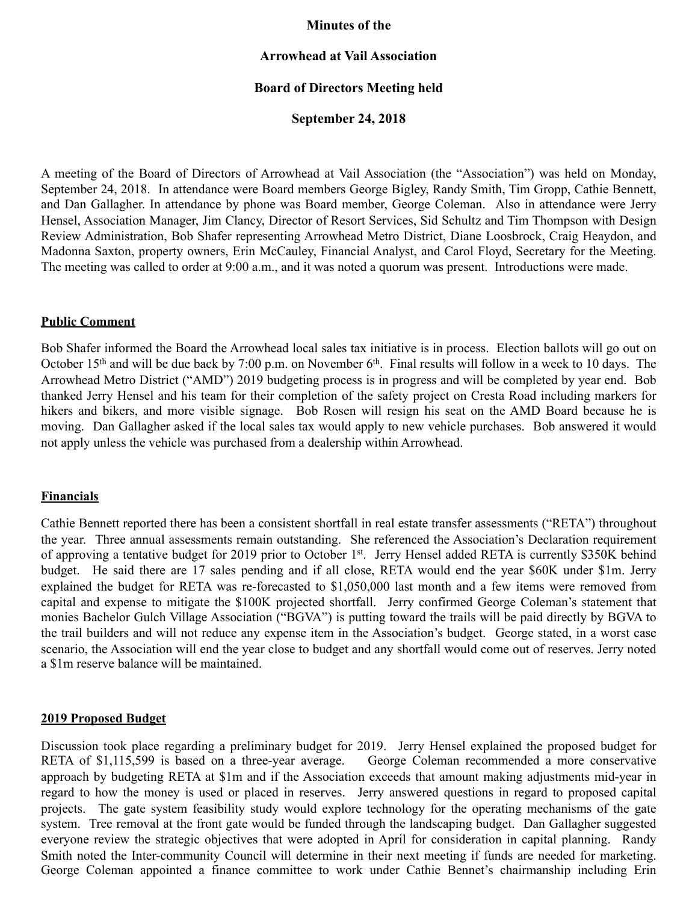**Minutes of the**

**Arrowhead at Vail Association**

**Board of Directors Meeting held**

**September 24, 2018**

A meeting of the Board of Directors of Arrowhead at Vail Association (the "Association") was held on Monday, September 24, 2018. In attendance were Board members George Bigley, Randy Smith, Tim Gropp, Cathie Bennett, and Dan Gallagher. In attendance by phone was Board member, George Coleman. Also in attendance were Jerry Hensel, Association Manager, Jim Clancy, Director of Resort Services, Sid Schultz and Tim Thompson with Design Review Administration, Bob Shafer representing Arrowhead Metro District, Diane Loosbrock, Craig Heaydon, and Madonna Saxton, property owners, Erin McCauley, Financial Analyst, and Carol Floyd, Secretary for the Meeting. The meeting was called to order at 9:00 a.m., and it was noted a quorum was present. Introductions were made.

__Public Comment__

Bob Shafer informed the Board the Arrowhead local sales tax initiative is in process. Election ballots will go out on October 15th and will be due back by 7:00 p.m. on November 6th. Final results will follow in a week to 10 days. The Arrowhead Metro District ("AMD") 2019 budgeting process is in progress and will be completed by year end. Bob thanked Jerry Hensel and his team for their completion of the safety project on Cresta Road including markers for hikers and bikers, and more visible signage. Bob Rosen will resign his seat on the AMD Board because he is moving. Dan Gallagher asked if the local sales tax would apply to new vehicle purchases. Bob answered it would not apply unless the vehicle was purchased from a dealership within Arrowhead.

__Financials__

Cathie Bennett reported there has been a consistent shortfall in real estate transfer assessments ("RETA") throughout the year. Three annual assessments remain outstanding. She referenced the Association's Declaration requirement of approving a tentative budget for 2019 prior to October 1st. Jerry Hensel added RETA is currently $350K behind budget. He said there are 17 sales pending and if all close, RETA would end the year $60K under $1m. Jerry explained the budget for RETA was re-forecasted to $1,050,000 last month and a few items were removed from capital and expense to mitigate the $100K projected shortfall. Jerry confirmed George Coleman's statement that monies Bachelor Gulch Village Association ("BGVA") is putting toward the trails will be paid directly by BGVA to the trail builders and will not reduce any expense item in the Association's budget. George stated, in a worst case scenario, the Association will end the year close to budget and any shortfall would come out of reserves. Jerry noted a $1m reserve balance will be maintained.

__2019 Proposed Budget__

Discussion took place regarding a preliminary budget for 2019. Jerry Hensel explained the proposed budget for RETA of $1,115,599 is based on a three-year average. George Coleman recommended a more conservative approach by budgeting RETA at $1m and if the Association exceeds that amount making adjustments mid-year in regard to how the money is used or placed in reserves. Jerry answered questions in regard to proposed capital projects. The gate system feasibility study would explore technology for the operating mechanisms of the gate system. Tree removal at the front gate would be funded through the landscaping budget. Dan Gallagher suggested everyone review the strategic objectives that were adopted in April for consideration in capital planning. Randy Smith noted the Inter-community Council will determine in their next meeting if funds are needed for marketing. George Coleman appointed a finance committee to work under Cathie Bennet's chairmanship including Erin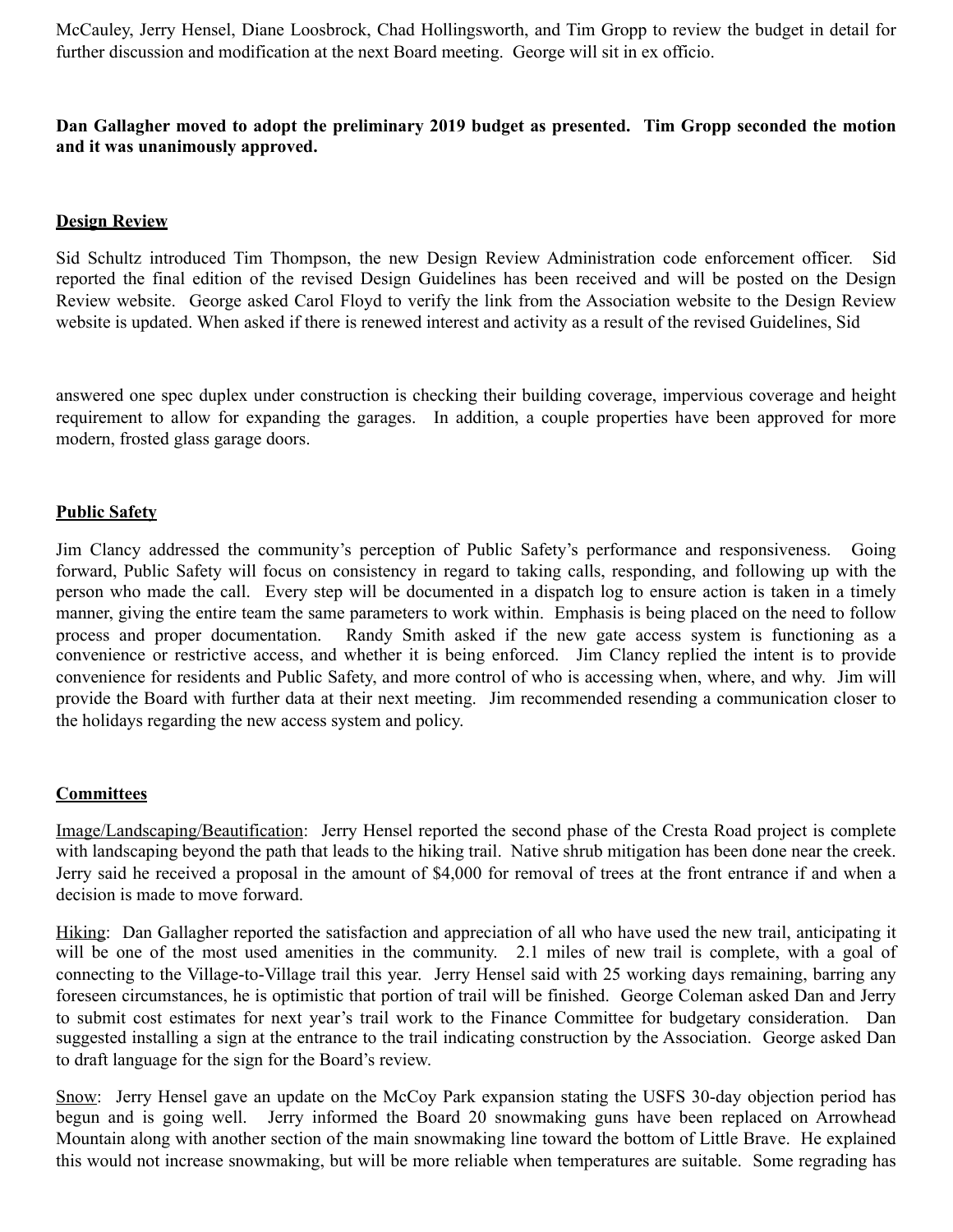McCauley, Jerry Hensel, Diane Loosbrock, Chad Hollingsworth, and Tim Gropp to review the budget in detail for further discussion and modification at the next Board meeting. George will sit in ex officio.

**Dan Gallagher moved to adopt the preliminary 2019 budget as presented. Tim Gropp seconded the motion and it was unanimously approved.**

## Design Review

Sid Schultz introduced Tim Thompson, the new Design Review Administration code enforcement officer. Sid reported the final edition of the revised Design Guidelines has been received and will be posted on the Design Review website. George asked Carol Floyd to verify the link from the Association website to the Design Review website is updated. When asked if there is renewed interest and activity as a result of the revised Guidelines, Sid answered one spec duplex under construction is checking their building coverage, impervious coverage and height requirement to allow for expanding the garages. In addition, a couple properties have been approved for more modern, frosted glass garage doors.

## Public Safety

Jim Clancy addressed the community's perception of Public Safety's performance and responsiveness. Going forward, Public Safety will focus on consistency in regard to taking calls, responding, and following up with the person who made the call. Every step will be documented in a dispatch log to ensure action is taken in a timely manner, giving the entire team the same parameters to work within. Emphasis is being placed on the need to follow process and proper documentation. Randy Smith asked if the new gate access system is functioning as a convenience or restrictive access, and whether it is being enforced. Jim Clancy replied the intent is to provide convenience for residents and Public Safety, and more control of who is accessing when, where, and why. Jim will provide the Board with further data at their next meeting. Jim recommended resending a communication closer to the holidays regarding the new access system and policy.

## Committees

Image/Landscaping/Beautification: Jerry Hensel reported the second phase of the Cresta Road project is complete with landscaping beyond the path that leads to the hiking trail. Native shrub mitigation has been done near the creek. Jerry said he received a proposal in the amount of $4,000 for removal of trees at the front entrance if and when a decision is made to move forward.

Hiking: Dan Gallagher reported the satisfaction and appreciation of all who have used the new trail, anticipating it will be one of the most used amenities in the community. 2.1 miles of new trail is complete, with a goal of connecting to the Village-to-Village trail this year. Jerry Hensel said with 25 working days remaining, barring any foreseen circumstances, he is optimistic that portion of trail will be finished. George Coleman asked Dan and Jerry to submit cost estimates for next year's trail work to the Finance Committee for budgetary consideration. Dan suggested installing a sign at the entrance to the trail indicating construction by the Association. George asked Dan to draft language for the sign for the Board's review.

Snow: Jerry Hensel gave an update on the McCoy Park expansion stating the USFS 30-day objection period has begun and is going well. Jerry informed the Board 20 snowmaking guns have been replaced on Arrowhead Mountain along with another section of the main snowmaking line toward the bottom of Little Brave. He explained this would not increase snowmaking, but will be more reliable when temperatures are suitable. Some regrading has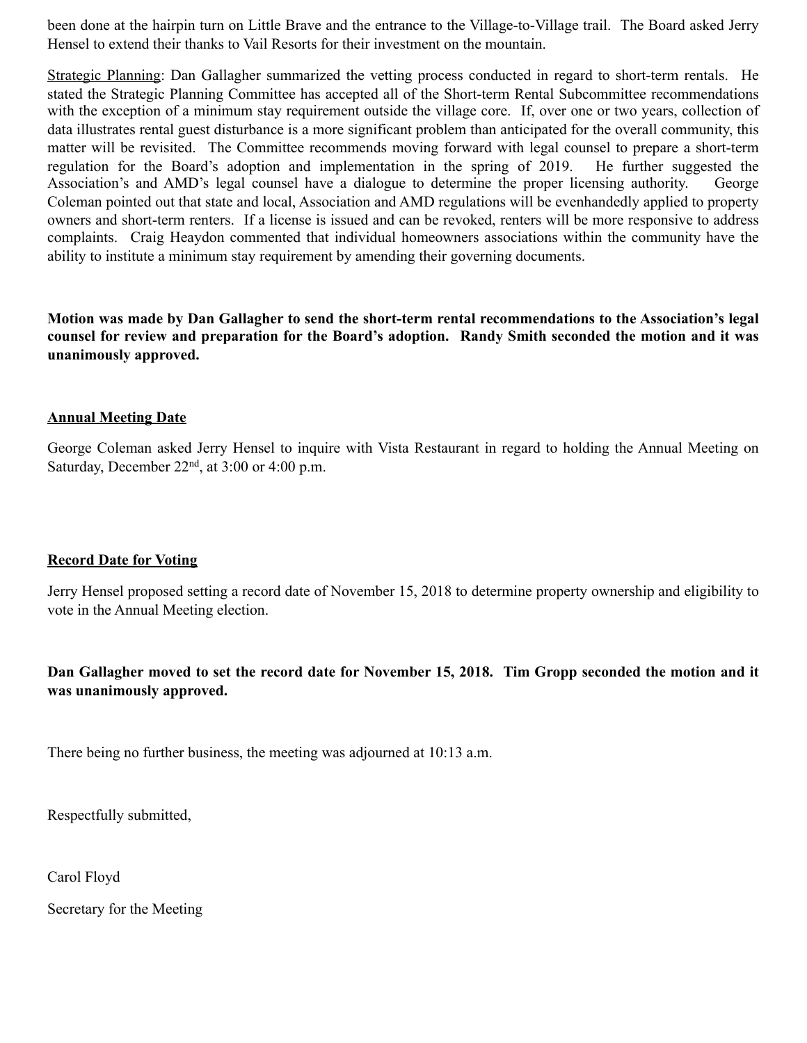been done at the hairpin turn on Little Brave and the entrance to the Village-to-Village trail. The Board asked Jerry Hensel to extend their thanks to Vail Resorts for their investment on the mountain.

<u>Strategic Planning</u>: Dan Gallagher summarized the vetting process conducted in regard to short-term rentals. He stated the Strategic Planning Committee has accepted all of the Short-term Rental Subcommittee recommendations with the exception of a minimum stay requirement outside the village core. If, over one or two years, collection of data illustrates rental guest disturbance is a more significant problem than anticipated for the overall community, this matter will be revisited. The Committee recommends moving forward with legal counsel to prepare a short-term regulation for the Board's adoption and implementation in the spring of 2019. He further suggested the Association's and AMD's legal counsel have a dialogue to determine the proper licensing authority. George Coleman pointed out that state and local, Association and AMD regulations will be evenhandedly applied to property owners and short-term renters. If a license is issued and can be revoked, renters will be more responsive to address complaints. Craig Heaydon commented that individual homeowners associations within the community have the ability to institute a minimum stay requirement by amending their governing documents.

**Motion was made by Dan Gallagher to send the short-term rental recommendations to the Association's legal counsel for review and preparation for the Board's adoption. Randy Smith seconded the motion and it was unanimously approved.**

**<u>Annual Meeting Date</u>**

George Coleman asked Jerry Hensel to inquire with Vista Restaurant in regard to holding the Annual Meeting on Saturday, December 22nd, at 3:00 or 4:00 p.m.

**<u>Record Date for Voting</u>**

Jerry Hensel proposed setting a record date of November 15, 2018 to determine property ownership and eligibility to vote in the Annual Meeting election.

**Dan Gallagher moved to set the record date for November 15, 2018. Tim Gropp seconded the motion and it was unanimously approved.**

There being no further business, the meeting was adjourned at 10:13 a.m.

Respectfully submitted,

Carol Floyd

Secretary for the Meeting